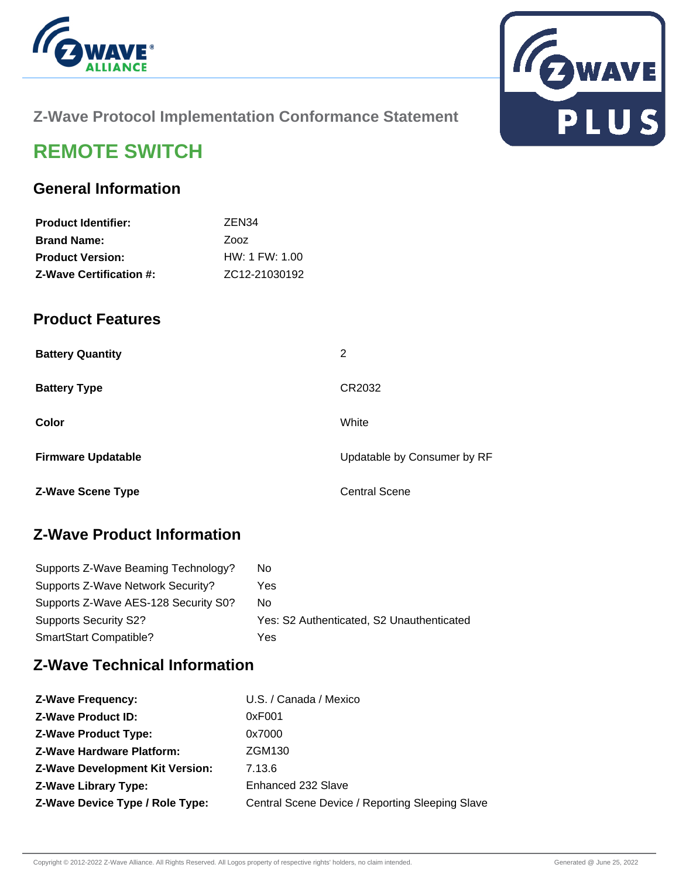## Z-Wave Protocol Implementation Conformance Statement

# REMOTE SWITCH

## General Information

| | |
|---|---|
| **Product Identifier:** | ZEN34 |
| **Brand Name:** | Zooz |
| **Product Version:** | HW: 1 FW: 1.00 |
| **Z-Wave Certification #:** | ZC12-21030192 |

## Product Features

| | |
|---|---|
| **Battery Quantity** | 2 |
| **Battery Type** | CR2032 |
| **Color** | White |
| **Firmware Updatable** | Updatable by Consumer by RF |
| **Z-Wave Scene Type** | Central Scene |

## Z-Wave Product Information

| | |
|---|---|
| Supports Z-Wave Beaming Technology? | No |
| Supports Z-Wave Network Security? | Yes |
| Supports Z-Wave AES-128 Security S0? | No |
| Supports Security S2? | Yes: S2 Authenticated, S2 Unauthenticated |
| SmartStart Compatible? | Yes |

## Z-Wave Technical Information

| | |
|---|---|
| **Z-Wave Frequency:** | U.S. / Canada / Mexico |
| **Z-Wave Product ID:** | 0xF001 |
| **Z-Wave Product Type:** | 0x7000 |
| **Z-Wave Hardware Platform:** | ZGM130 |
| **Z-Wave Development Kit Version:** | 7.13.6 |
| **Z-Wave Library Type:** | Enhanced 232 Slave |
| **Z-Wave Device Type / Role Type:** | Central Scene Device / Reporting Sleeping Slave |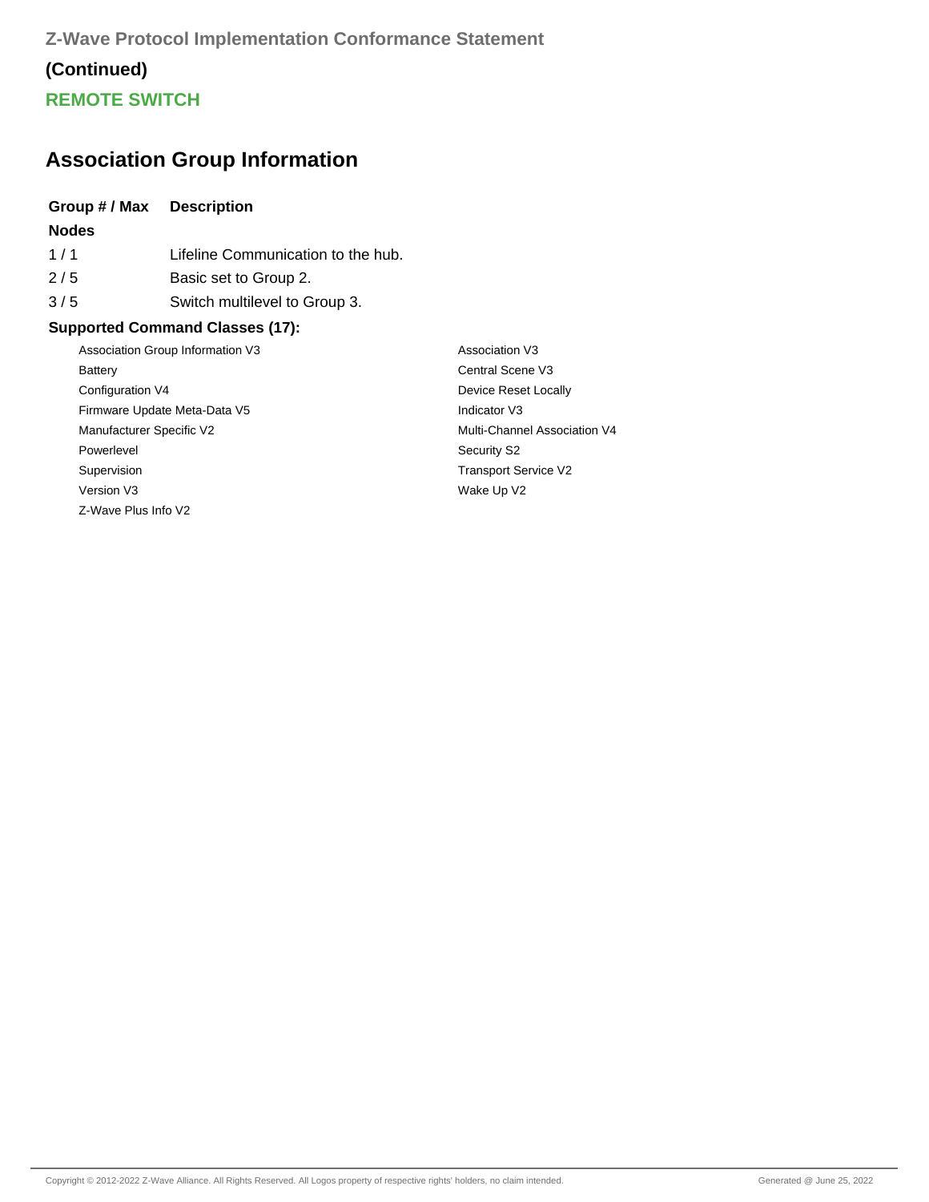# Z-Wave Protocol Implementation Conformance Statement

## (Continued)

## REMOTE SWITCH

## Association Group Information

| Group # / Max Nodes | Description |
| --- | --- |
| 1 / 1 | Lifeline Communication to the hub. |
| 2 / 5 | Basic set to Group 2. |
| 3 / 5 | Switch multilevel to Group 3. |

**Supported Command Classes (17):**

- Association Group Information V3
- Association V3
- Battery
- Central Scene V3
- Configuration V4
- Device Reset Locally
- Firmware Update Meta-Data V5
- Indicator V3
- Manufacturer Specific V2
- Multi-Channel Association V4
- Powerlevel
- Security S2
- Supervision
- Transport Service V2
- Version V3
- Wake Up V2
- Z-Wave Plus Info V2

Copyright © 2012-2022 Z-Wave Alliance. All Rights Reserved. All Logos property of respective rights' holders, no claim intended.

Generated @ June 25, 2022